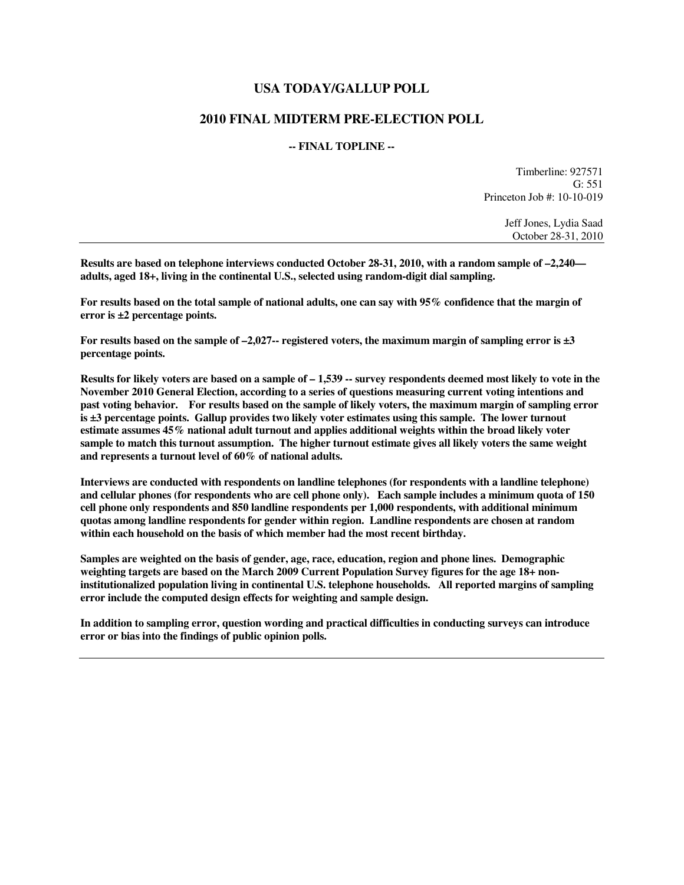# USA TODAY/GALLUP POLL

## 2010 FINAL MIDTERM PRE-ELECTION POLL

### -- FINAL TOPLINE --

Timberline: 927571
G: 551
Princeton Job #: 10-10-019

Jeff Jones, Lydia Saad
October 28-31, 2010

---

**Results are based on telephone interviews conducted October 28-31, 2010, with a random sample of –2,240— adults, aged 18+, living in the continental U.S., selected using random-digit dial sampling.**

**For results based on the total sample of national adults, one can say with 95% confidence that the margin of error is ±2 percentage points.**

**For results based on the sample of –2,027-- registered voters, the maximum margin of sampling error is ±3 percentage points.**

**Results for likely voters are based on a sample of – 1,539 -- survey respondents deemed most likely to vote in the November 2010 General Election, according to a series of questions measuring current voting intentions and past voting behavior. For results based on the sample of likely voters, the maximum margin of sampling error is ±3 percentage points. Gallup provides two likely voter estimates using this sample. The lower turnout estimate assumes 45% national adult turnout and applies additional weights within the broad likely voter sample to match this turnout assumption. The higher turnout estimate gives all likely voters the same weight and represents a turnout level of 60% of national adults.**

**Interviews are conducted with respondents on landline telephones (for respondents with a landline telephone) and cellular phones (for respondents who are cell phone only). Each sample includes a minimum quota of 150 cell phone only respondents and 850 landline respondents per 1,000 respondents, with additional minimum quotas among landline respondents for gender within region. Landline respondents are chosen at random within each household on the basis of which member had the most recent birthday.**

**Samples are weighted on the basis of gender, age, race, education, region and phone lines. Demographic weighting targets are based on the March 2009 Current Population Survey figures for the age 18+ non-institutionalized population living in continental U.S. telephone households. All reported margins of sampling error include the computed design effects for weighting and sample design.**

**In addition to sampling error, question wording and practical difficulties in conducting surveys can introduce error or bias into the findings of public opinion polls.**

---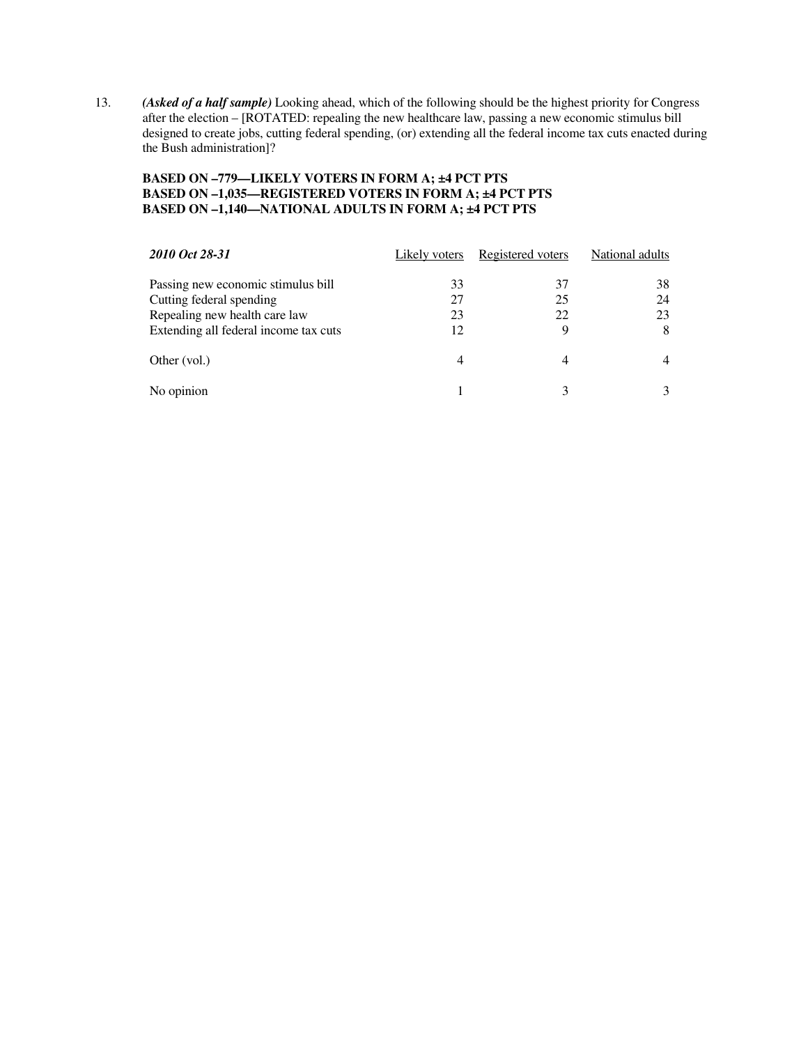13. *(Asked of a half sample)* Looking ahead, which of the following should be the highest priority for Congress after the election – [ROTATED: repealing the new healthcare law, passing a new economic stimulus bill designed to create jobs, cutting federal spending, (or) extending all the federal income tax cuts enacted during the Bush administration]?

**BASED ON –779—LIKELY VOTERS IN FORM A; ±4 PCT PTS**
**BASED ON –1,035—REGISTERED VOTERS IN FORM A; ±4 PCT PTS**
**BASED ON –1,140—NATIONAL ADULTS IN FORM A; ±4 PCT PTS**

| *2010 Oct 28-31* | Likely voters | Registered voters | National adults |
|---|---|---|---|
| Passing new economic stimulus bill | 33 | 37 | 38 |
| Cutting federal spending | 27 | 25 | 24 |
| Repealing new health care law | 23 | 22 | 23 |
| Extending all federal income tax cuts | 12 | 9 | 8 |
| Other (vol.) | 4 | 4 | 4 |
| No opinion | 1 | 3 | 3 |